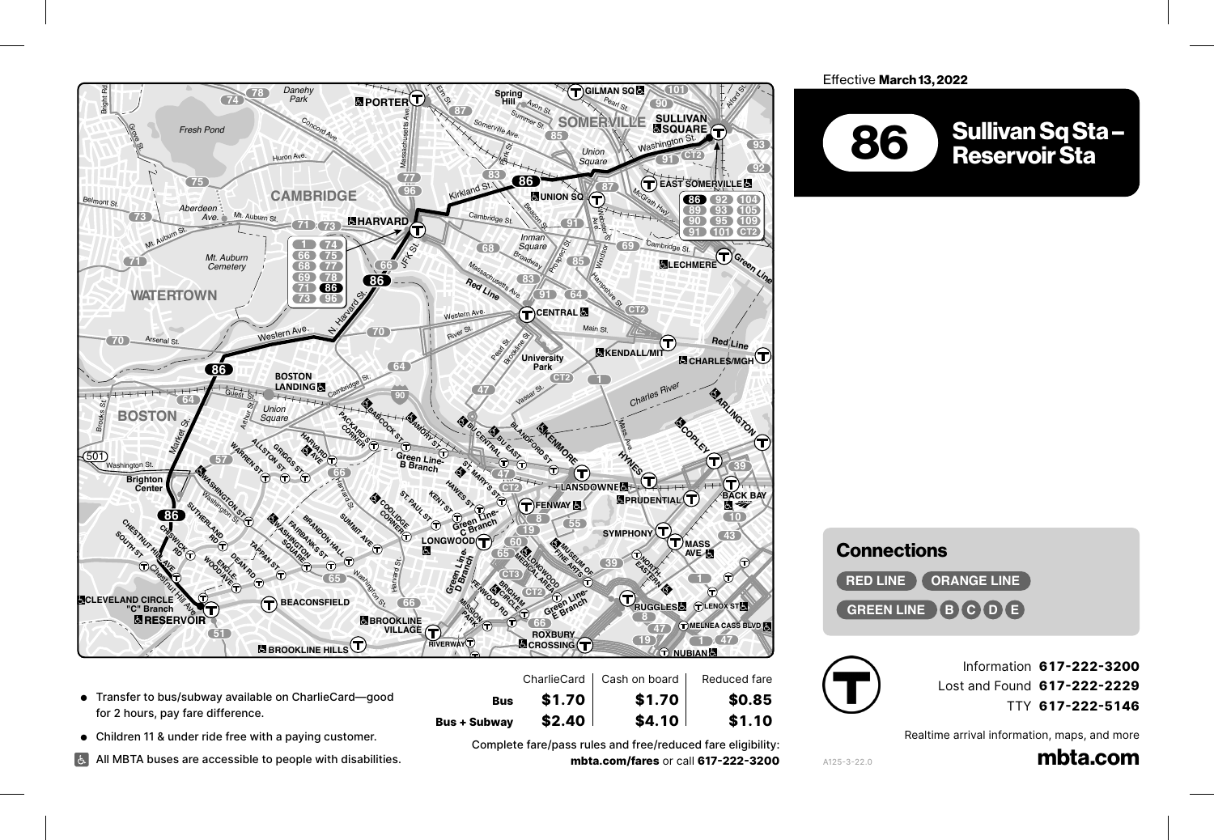Effective **March 13, 2022**

# 86 Sullivan Sq Sta – Reservoir Sta

## Connections

RED LINE | ORANGE LINE | GREEN LINE B C D E

- Transfer to bus/subway available on CharlieCard—good for 2 hours, pay fare difference.
- Children 11 & under ride free with a paying customer.
- All MBTA buses are accessible to people with disabilities.

| | CharlieCard | Cash on board | Reduced fare |
|---|---|---|---|
| **Bus** | **$1.70** | **$1.70** | **$0.85** |
| **Bus + Subway** | **$2.40** | **$4.10** | **$1.10** |

Complete fare/pass rules and free/reduced fare eligibility: **mbta.com/fares** or call **617-222-3200**

Information **617-222-3200**
Lost and Found **617-222-2229**
TTY **617-222-5146**

Realtime arrival information, maps, and more

**mbta.com**

A125-3-22.0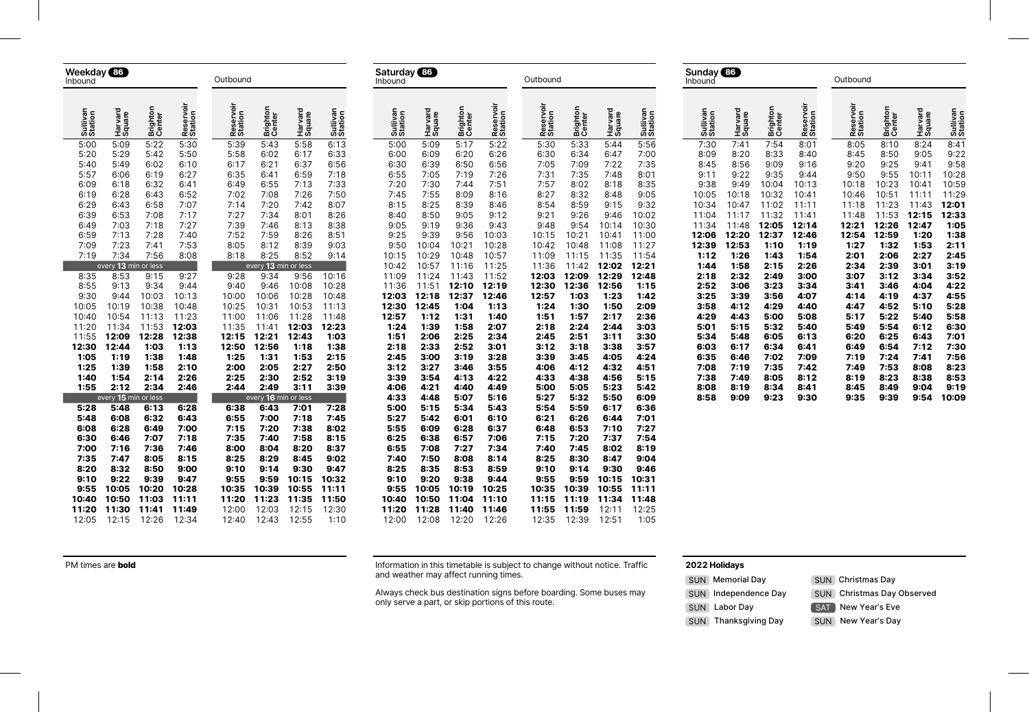## Weekday 86

| Inbound: Sullivan Station | Harvard Square | Brighton Center | Reservoir Station | Outbound: Reservoir Station | Brighton Center | Harvard Square | Sullivan Station |
|---|---|---|---|---|---|---|---|
| 5:00 | 5:09 | 5:22 | 5:30 | 5:39 | 5:43 | 5:58 | 6:13 |
| 5:20 | 5:29 | 5:42 | 5:50 | 5:58 | 6:02 | 6:17 | 6:33 |
| 5:40 | 5:49 | 6:02 | 6:10 | 6:17 | 6:21 | 6:37 | 6:56 |
| 5:57 | 6:06 | 6:19 | 6:27 | 6:35 | 6:41 | 6:59 | 7:18 |
| 6:09 | 6:18 | 6:32 | 6:41 | 6:49 | 6:55 | 7:13 | 7:33 |
| 6:19 | 6:28 | 6:43 | 6:52 | 7:02 | 7:08 | 7:26 | 7:50 |
| 6:29 | 6:43 | 6:58 | 7:07 | 7:14 | 7:20 | 7:42 | 8:07 |
| 6:39 | 6:53 | 7:08 | 7:17 | 7:27 | 7:34 | 8:01 | 8:26 |
| 6:49 | 7:03 | 7:18 | 7:27 | 7:39 | 7:46 | 8:13 | 8:38 |
| 6:59 | 7:13 | 7:28 | 7:40 | 7:52 | 7:59 | 8:26 | 8:51 |
| 7:09 | 7:23 | 7:41 | 7:53 | 8:05 | 8:12 | 8:39 | 9:03 |
| 7:19 | 7:34 | 7:56 | 8:08 | 8:18 | 8:25 | 8:52 | 9:14 |
| every 13 min or less | | | | every 13 min or less | | | |
| 8:35 | 8:53 | 9:15 | 9:27 | 9:28 | 9:34 | 9:56 | 10:16 |
| 8:55 | 9:13 | 9:34 | 9:44 | 9:40 | 9:46 | 10:08 | 10:28 |
| 9:30 | 9:44 | 10:03 | 10:13 | 10:00 | 10:06 | 10:28 | 10:48 |
| 10:05 | 10:19 | 10:38 | 10:48 | 10:25 | 10:31 | 10:53 | 11:13 |
| 10:40 | 10:54 | 11:13 | 11:23 | 11:00 | 11:06 | 11:28 | 11:48 |
| 11:20 | 11:34 | 11:53 | **12:03** | 11:35 | 11:41 | **12:03** | **12:23** |
| 11:55 | **12:09** | **12:28** | **12:38** | **12:15** | **12:21** | **12:43** | **1:03** |
| **12:30** | **12:44** | **1:03** | **1:13** | **12:50** | **12:56** | **1:18** | **1:38** |
| **1:05** | **1:19** | **1:38** | **1:48** | **1:25** | **1:31** | **1:53** | **2:15** |
| **1:25** | **1:39** | **1:58** | **2:10** | **2:00** | **2:05** | **2:27** | **2:50** |
| **1:40** | **1:54** | **2:14** | **2:26** | **2:25** | **2:30** | **2:52** | **3:19** |
| **1:55** | **2:12** | **2:34** | **2:46** | **2:44** | **2:49** | **3:11** | **3:39** |
| every 15 min or less | | | | every 16 min or less | | | |
| **5:28** | **5:48** | **6:13** | **6:28** | **6:38** | **6:43** | **7:01** | **7:28** |
| **5:48** | **6:08** | **6:32** | **6:43** | **6:55** | **7:00** | **7:18** | **7:45** |
| **6:08** | **6:28** | **6:49** | **7:00** | **7:15** | **7:20** | **7:38** | **8:02** |
| **6:30** | **6:46** | **7:07** | **7:18** | **7:35** | **7:40** | **7:58** | **8:15** |
| **7:00** | **7:16** | **7:36** | **7:46** | **8:00** | **8:04** | **8:20** | **8:37** |
| **7:35** | **7:47** | **8:05** | **8:15** | **8:25** | **8:29** | **8:45** | **9:02** |
| **8:20** | **8:32** | **8:50** | **9:00** | **9:10** | **9:14** | **9:30** | **9:47** |
| **9:10** | **9:22** | **9:39** | **9:47** | **9:55** | **9:59** | **10:15** | **10:32** |
| **9:55** | **10:05** | **10:20** | **10:28** | **10:35** | **10:39** | **10:55** | **11:11** |
| **10:40** | **10:50** | **11:03** | **11:11** | **11:20** | **11:23** | **11:35** | **11:50** |
| **11:20** | **11:30** | **11:41** | **11:49** | 12:00 | 12:03 | 12:15 | 12:30 |
| 12:05 | 12:15 | 12:26 | 12:34 | 12:40 | 12:43 | 12:55 | 1:10 |

PM times are **bold**

## Saturday 86

| Inbound: Sullivan Station | Harvard Square | Brighton Center | Reservoir Station | Outbound: Reservoir Station | Brighton Center | Harvard Square | Sullivan Station |
|---|---|---|---|---|---|---|---|
| 5:00 | 5:09 | 5:17 | 5:22 | 5:30 | 5:33 | 5:44 | 5:56 |
| 6:00 | 6:09 | 6:20 | 6:26 | 6:30 | 6:34 | 6:47 | 7:00 |
| 6:30 | 6:39 | 6:50 | 6:56 | 7:05 | 7:09 | 7:22 | 7:35 |
| 6:55 | 7:05 | 7:19 | 7:26 | 7:31 | 7:35 | 7:48 | 8:01 |
| 7:20 | 7:30 | 7:44 | 7:51 | 7:57 | 8:02 | 8:18 | 8:35 |
| 7:45 | 7:55 | 8:09 | 8:16 | 8:27 | 8:32 | 8:48 | 9:05 |
| 8:15 | 8:25 | 8:39 | 8:46 | 8:54 | 8:59 | 9:15 | 9:32 |
| 8:40 | 8:50 | 9:05 | 9:12 | 9:21 | 9:26 | 9:46 | 10:02 |
| 9:05 | 9:19 | 9:36 | 9:43 | 9:48 | 9:54 | 10:14 | 10:30 |
| 9:25 | 9:39 | 9:56 | 10:03 | 10:15 | 10:21 | 10:41 | 11:00 |
| 9:50 | 10:04 | 10:21 | 10:28 | 10:42 | 10:48 | 11:08 | 11:27 |
| 10:15 | 10:29 | 10:48 | 10:57 | 11:09 | 11:15 | 11:35 | 11:54 |
| 10:42 | 10:57 | 11:16 | 11:25 | 11:36 | 11:42 | **12:02** | **12:21** |
| 11:09 | 11:24 | 11:43 | 11:52 | **12:03** | **12:09** | **12:29** | **12:48** |
| 11:36 | 11:51 | **12:10** | **12:19** | **12:30** | **12:36** | **12:56** | **1:15** |
| **12:03** | **12:18** | **12:37** | **12:46** | **12:57** | **1:03** | **1:23** | **1:42** |
| **12:30** | **12:45** | **1:04** | **1:13** | **1:24** | **1:30** | **1:50** | **2:09** |
| **12:57** | **1:12** | **1:31** | **1:40** | **1:51** | **1:57** | **2:17** | **2:36** |
| **1:24** | **1:39** | **1:58** | **2:07** | **2:18** | **2:24** | **2:44** | **3:03** |
| **1:51** | **2:06** | **2:25** | **2:34** | **2:45** | **2:51** | **3:11** | **3:30** |
| **2:18** | **2:33** | **2:52** | **3:01** | **3:12** | **3:18** | **3:38** | **3:57** |
| **2:45** | **3:00** | **3:19** | **3:28** | **3:39** | **3:45** | **4:05** | **4:24** |
| **3:12** | **3:27** | **3:46** | **3:55** | **4:06** | **4:12** | **4:32** | **4:51** |
| **3:39** | **3:54** | **4:13** | **4:22** | **4:33** | **4:38** | **4:56** | **5:15** |
| **4:06** | **4:21** | **4:40** | **4:49** | **5:00** | **5:05** | **5:23** | **5:42** |
| **4:33** | **4:48** | **5:07** | **5:16** | **5:27** | **5:32** | **5:50** | **6:09** |
| **5:00** | **5:15** | **5:34** | **5:43** | **5:54** | **5:59** | **6:17** | **6:36** |
| **5:27** | **5:42** | **6:01** | **6:10** | **6:21** | **6:26** | **6:44** | **7:01** |
| **5:55** | **6:09** | **6:28** | **6:37** | **6:48** | **6:53** | **7:10** | **7:27** |
| **6:25** | **6:38** | **6:57** | **7:06** | **7:15** | **7:20** | **7:37** | **7:54** |
| **6:55** | **7:08** | **7:27** | **7:34** | **7:40** | **7:45** | **8:02** | **8:19** |
| **7:40** | **7:50** | **8:08** | **8:14** | **8:25** | **8:30** | **8:47** | **9:04** |
| **8:25** | **8:35** | **8:53** | **8:59** | **9:10** | **9:14** | **9:30** | **9:46** |
| **9:10** | **9:20** | **9:38** | **9:44** | **9:55** | **9:59** | **10:15** | **10:31** |
| **9:55** | **10:05** | **10:19** | **10:25** | **10:35** | **10:39** | **10:55** | **11:11** |
| **10:40** | **10:50** | **11:04** | **11:10** | **11:15** | **11:19** | **11:34** | **11:48** |
| **11:20** | **11:28** | **11:40** | **11:46** | **11:55** | **11:59** | 12:11 | 12:25 |
| 12:00 | 12:08 | 12:20 | 12:26 | 12:35 | 12:39 | 12:51 | 1:05 |

Information in this timetable is subject to change without notice. Traffic and weather may affect running times.

Always check bus destination signs before boarding. Some buses may only serve a part, or skip portions of this route.

## Sunday 86

| Inbound: Sullivan Station | Harvard Square | Brighton Center | Reservoir Station | Outbound: Reservoir Station | Brighton Center | Harvard Square | Sullivan Station |
|---|---|---|---|---|---|---|---|
| 7:30 | 7:41 | 7:54 | 8:01 | 8:05 | 8:10 | 8:24 | 8:41 |
| 8:09 | 8:20 | 8:33 | 8:40 | 8:45 | 8:50 | 9:05 | 9:22 |
| 8:45 | 8:56 | 9:09 | 9:16 | 9:20 | 9:25 | 9:41 | 9:58 |
| 9:11 | 9:22 | 9:35 | 9:44 | 9:50 | 9:55 | 10:11 | 10:28 |
| 9:38 | 9:49 | 10:04 | 10:13 | 10:18 | 10:23 | 10:41 | 10:59 |
| 10:05 | 10:18 | 10:32 | 10:41 | 10:46 | 10:51 | 11:11 | 11:29 |
| 10:34 | 10:47 | 11:02 | 11:11 | 11:18 | 11:23 | 11:43 | **12:01** |
| 11:04 | 11:17 | 11:32 | 11:41 | 11:48 | 11:53 | **12:15** | **12:33** |
| 11:34 | 11:48 | **12:05** | **12:14** | **12:21** | **12:26** | **12:47** | **1:05** |
| **12:06** | **12:20** | **12:37** | **12:46** | **12:54** | **12:59** | **1:20** | **1:38** |
| **12:39** | **12:53** | **1:10** | **1:19** | **1:27** | **1:32** | **1:53** | **2:11** |
| **1:12** | **1:26** | **1:43** | **1:54** | **2:01** | **2:06** | **2:27** | **2:45** |
| **1:44** | **1:58** | **2:15** | **2:26** | **2:34** | **2:39** | **3:01** | **3:19** |
| **2:18** | **2:32** | **2:49** | **3:00** | **3:07** | **3:12** | **3:34** | **3:52** |
| **2:52** | **3:06** | **3:23** | **3:34** | **3:41** | **3:46** | **4:04** | **4:22** |
| **3:25** | **3:39** | **3:56** | **4:07** | **4:14** | **4:19** | **4:37** | **4:55** |
| **3:58** | **4:12** | **4:29** | **4:40** | **4:47** | **4:52** | **5:10** | **5:28** |
| **4:29** | **4:43** | **5:00** | **5:08** | **5:17** | **5:22** | **5:40** | **5:58** |
| **5:01** | **5:15** | **5:32** | **5:40** | **5:49** | **5:54** | **6:12** | **6:30** |
| **5:34** | **5:48** | **6:05** | **6:13** | **6:20** | **6:25** | **6:43** | **7:01** |
| **6:03** | **6:17** | **6:34** | **6:41** | **6:49** | **6:54** | **7:12** | **7:30** |
| **6:35** | **6:46** | **7:02** | **7:09** | **7:19** | **7:24** | **7:41** | **7:56** |
| **7:08** | **7:19** | **7:35** | **7:42** | **7:49** | **7:53** | **8:08** | **8:23** |
| **7:38** | **7:49** | **8:05** | **8:12** | **8:19** | **8:23** | **8:38** | **8:53** |
| **8:08** | **8:19** | **8:34** | **8:41** | **8:45** | **8:49** | **9:04** | **9:19** |
| **8:58** | **9:09** | **9:23** | **9:30** | **9:35** | **9:39** | **9:54** | **10:09** |

### 2022 Holidays

- SUN Memorial Day
- SUN Independence Day
- SUN Labor Day
- SUN Thanksgiving Day
- SUN Christmas Day
- SUN Christmas Day Observed
- SAT New Year's Eve
- SUN New Year's Day